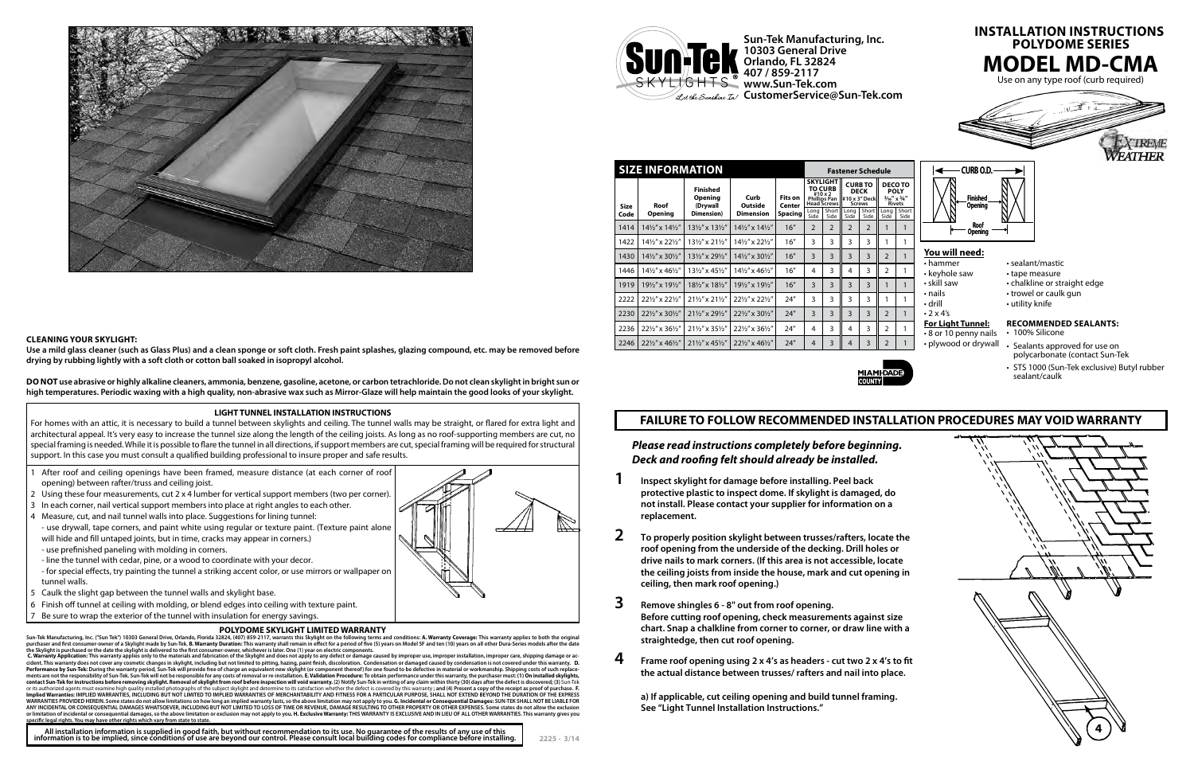## CLEANING YOUR SKYLIGHT:

**Use a mild glass cleaner (such as Glass Plus) and a clean sponge or soft cloth. Fresh paint splashes, glazing compound, etc. may be removed before drying by rubbing lightly with a soft cloth or cotton ball soaked in isopropyl alcohol.**

**DO NOT use abrasive or highly alkaline cleaners, ammonia, benzene, gasoline, acetone, or carbon tetrachloride. Do not clean skylight in bright sun or high temperatures. Periodic waxing with a high quality, non-abrasive wax such as Mirror-Glaze will help maintain the good looks of your skylight.**

### LIGHT TUNNEL INSTALLATION INSTRUCTIONS

For homes with an attic, it is necessary to build a tunnel between skylights and ceiling. The tunnel walls may be straight, or flared for extra light and architectural appeal. It's very easy to increase the tunnel size along the length of the ceiling joists. As long as no roof-supporting members are cut, no special framing is needed. While it is possible to flare the tunnel in all directions, if support members are cut, special framing will be required for structural support. In this case you must consult a qualified building professional to insure proper and safe results.

1. After roof and ceiling openings have been framed, measure distance (at each corner of roof opening) between rafter/truss and ceiling joist.
2. Using these four measurements, cut 2 x 4 lumber for vertical support members (two per corner).
3. In each corner, nail vertical support members into place at right angles to each other.
4. Measure, cut, and nail tunnel walls into place. Suggestions for lining tunnel:
   - use drywall, tape corners, and paint white using regular or texture paint. (Texture paint alone will hide and fill untaped joints, but in time, cracks may appear in corners.)
   - use prefinished paneling with molding in corners.
   - line the tunnel with cedar, pine, or a wood to coordinate with your decor.
   - for special effects, try painting the tunnel a striking accent color, or use mirrors or wallpaper on tunnel walls.
5. Caulk the slight gap between the tunnel walls and skylight base.
6. Finish off tunnel at ceiling with molding, or blend edges into ceiling with texture paint.
7. Be sure to wrap the exterior of the tunnel with insulation for energy savings.

### POLYDOME SKYLIGHT LIMITED WARRANTY

Sun-Tek Manufacturing, Inc. ("Sun Tek") 10303 General Drive, Orlando, Florida 32824, (407) 859-2117, warrants this Skylight on the following terms and conditions: **A. Warranty Coverage:** This warranty applies to both the original purchaser and first consumer-owner of a Skylight made by Sun-Tek. **B. Warranty Duration:** This warranty shall remain in effect for a period of five (5) years on Model SF and ten (10) years on all other Dura-Series models after the date the Skylight is purchased or the date the skylight is delivered to the first consumer-owner, whichever is later. One (1) year on electric components. **C. Warranty Application:** This warranty applies only to the materials and fabrication of the Skylight and does not apply to any defect or damage caused by improper use, improper installation, improper care, shipping damage or accident. This warranty does not cover any cosmetic changes in skylight, including but not limited to pitting, hazing, paint finish, discoloration. Condensation or damaged caused by condensation is not covered under this warranty. **D. Performance by Sun-Tek:** During the warranty period, Sun-Tek will provide free of charge an equivalent new skylight (or component thereof) for one found to be defective in material or workmanship. Shipping costs of such replacements are not the responsibility of Sun-Tek. Sun-Tek will not be responsible for any costs of removal or re-installation. **E. Validation Procedure:** To obtain performance under this warranty, the purchaser must: (1) **On installed skylights, contact Sun-Tek for instructions before removing skylight. Removal of skylight from roof before inspection will void warranty.** (2) Notify Sun-Tek in writing of any claim within thirty (30) days after the defect is discovered; (3) Sun-Tek or its authorized agents must examine high quality installed photographs of the subject skylight and determine to its satisfaction whether the defect is covered by this warranty ; **and (4) Present a copy of the receipt as proof of purchase. F. Implied Warranties:** IMPLIED WARRANTIES, INCLUDING BUT NOT LIMITED TO IMPLIED WARRANTIES OF MERCHANTABILITY AND FITNESS FOR A PARTICULAR PURPOSE, SHALL NOT EXTEND BEYOND THE DURATION OF THE EXPRESS WARRANTIES PROVIDED HEREIN. Some states do not allow limitations on how long an implied warranty lasts, so the above limitation may not apply to you. **G. Incidental or Consequential Damages:** SUN-TEK SHALL NOT BE LIABLE FOR ANY INCIDENTAL OR CONSEQUENTIAL DAMAGES WHATSOEVER, INCLUDING BUT NOT LIMITED TO LOSS OF TIME OR REVENUE, DAMAGE RESULTING TO OTHER PROPERTY OR OTHER EXPENSES. Some states do not allow the exclusion or limitation of incidental or consequential damages, so the above limitation or exclusion may not apply to you. **H. Exclusive Warranty:** THIS WARRANTY IS EXCLUSIVE AND IN LIEU OF ALL OTHER WARRANTIES. This warranty gives you specific legal rights. You may have other rights which vary from state to state.

**All installation information is supplied in good faith, but without recommendation to its use. No guarantee of the results of any use of this information is to be implied, since conditions of use are beyond our control. Please consult local building codes for compliance before installing.**

2225 - 3/14

**Sun-Tek Manufacturing, Inc.**
**10303 General Drive**
**Orlando, FL 32824**
**407 / 859-2117**
**www.Sun-Tek.com**
**CustomerService@Sun-Tek.com**

# INSTALLATION INSTRUCTIONS
## POLYDOME SERIES
# MODEL MD-CMA

Use on any type roof (curb required)

### SIZE INFORMATION

| Size Code | Roof Opening | Finished Opening (Drywall Dimension) | Curb Outside Dimension | Fits on Center Spacing | Skylight to Curb #10 x 2 Phillips Pan Head Screws Long Side | Skylight to Curb Short Side | Curb to Deck #10 x 3" Deck Screws Long Side | Curb to Deck Short Side | Deco to Poly 3/16" x 3/4" Rivets Long Side | Deco to Poly Short Side |
|---|---|---|---|---|---|---|---|---|---|---|
| 1414 | 14½" x 14½" | 13½" x 13½" | 14½" x 14½" | 16" | 2 | 2 | 2 | 2 | 1 | 1 |
| 1422 | 14½" x 22½" | 13½" x 21½" | 14½" x 22½" | 16" | 3 | 3 | 3 | 3 | 1 | 1 |
| 1430 | 14½" x 30½" | 13½" x 29½" | 14½" x 30½" | 16" | 3 | 3 | 3 | 3 | 2 | 1 |
| 1446 | 14½" x 46½" | 13½" x 45½" | 14½" x 46½" | 16" | 4 | 3 | 4 | 3 | 2 | 1 |
| 1919 | 19½" x 19½" | 18½" x 18½" | 19½" x 19½" | 16" | 3 | 3 | 3 | 3 | 1 | 1 |
| 2222 | 22½" x 22½" | 21½" x 21½" | 22½" x 22½" | 24" | 3 | 3 | 3 | 3 | 1 | 1 |
| 2230 | 22½" x 30½" | 21½" x 29½" | 22½" x 30½" | 24" | 3 | 3 | 3 | 3 | 2 | 1 |
| 2236 | 22½" x 36½" | 21½" x 35½" | 22½" x 36½" | 24" | 4 | 3 | 4 | 3 | 2 | 1 |
| 2246 | 22½" x 46½" | 21½" x 45½" | 22½" x 46½" | 24" | 4 | 3 | 4 | 3 | 2 | 1 |

CURB O.D. / Finished Opening / Roof Opening

### You will need:

- hammer
- keyhole saw
- skill saw
- nails
- drill
- 2 x 4's
- sealant/mastic
- tape measure
- chalkline or straight edge
- trowel or caulk gun
- utility knife

**For Light Tunnel:**

- 8 or 10 penny nails
- plywood or drywall

**RECOMMENDED SEALANTS:**

- 100% Silicone
- Sealants approved for use on polycarbonate (contact Sun-Tek)
- STS 1000 (Sun-Tek exclusive) Butyl rubber sealant/caulk

## FAILURE TO FOLLOW RECOMMENDED INSTALLATION PROCEDURES MAY VOID WARRANTY

***Please read instructions completely before beginning. Deck and roofing felt should already be installed.***

1. **Inspect skylight for damage before installing. Peel back protective plastic to inspect dome. If skylight is damaged, do not install. Please contact your supplier for information on a replacement.**

2. **To properly position skylight between trusses/rafters, locate the roof opening from the underside of the decking. Drill holes or drive nails to mark corners. (If this area is not accessible, locate the ceiling joists from inside the house, mark and cut opening in ceiling, then mark roof opening.)**

3. **Remove shingles 6 - 8" out from roof opening. Before cutting roof opening, check measurements against size chart. Snap a chalkline from corner to corner, or draw line with a straightedge, then cut roof opening.**

4. **Frame roof opening using 2 x 4's as headers - cut two 2 x 4's to fit the actual distance between trusses/ rafters and nail into place.**

   **a) If applicable, cut ceiling opening and build tunnel framing. See "Light Tunnel Installation Instructions."**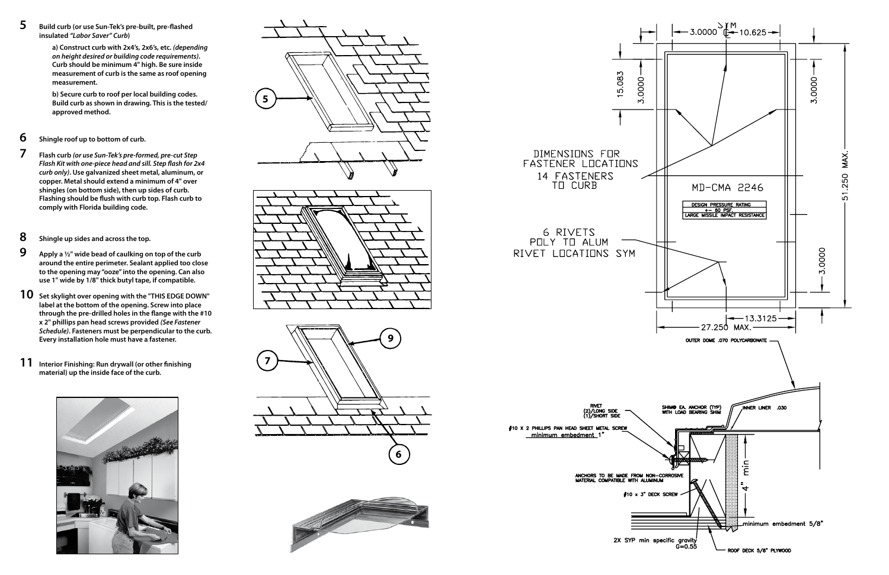**5** Build curb (or use Sun-Tek's pre-built, pre-flashed insulated *"Labor Saver" Curb*)

a) Construct curb with 2x4's, 2x6's, etc. *(depending on height desired or building code requirements)*. Curb should be minimum 4" high. Be sure inside measurement of curb is the same as roof opening measurement.

b) Secure curb to roof per local building codes. Build curb as shown in drawing. This is the tested/approved method.

**6** Shingle roof up to bottom of curb.

**7** Flash curb *(or use Sun-Tek's pre-formed, pre-cut Step Flash Kit with one-piece head and sill. Step flash for 2x4 curb only)*. Use galvanized sheet metal, aluminum, or copper. Metal should extend a minimum of 4" over shingles (on bottom side), then up sides of curb. Flashing should be flush with curb top. Flash curb to comply with Florida building code.

**8** Shingle up sides and across the top.

**9** Apply a ½" wide bead of caulking on top of the curb around the entire perimeter. Sealant applied too close to the opening may "ooze" into the opening. Can also use 1" wide by 1/8" thick butyl tape, if compatible.

**10** Set skylight over opening with the "THIS EDGE DOWN" label at the bottom of the opening. Screw into place through the pre-drilled holes in the flange with the #10 x 2" phillips pan head screws provided *(See Fastener Schedule)*. Fasteners must be perpendicular to the curb. Every installation hole must have a fastener.

**11** Interior Finishing: Run drywall (or other finishing material) up the inside face of the curb.

5

7

9

6

DIMENSIONS FOR FASTENER LOCATIONS

14 FASTENERS TO CURB

6 RIVETS POLY TO ALUM

RIVET LOCATIONS SYM

3.0000

SYM

10.625

15.083

3.0000

3.0000

51.250 MAX.

3.0000

13.3125

27.250 MAX.

MD-CMA 2246

DESIGN PRESSURE RATING

+- 60 PSF

LARGE MISSILE IMPACT RESISTANCE

OUTER DOME .070 POLYCARBONATE

RIVET (2)/LONG SIDE (1)/SHORT SIDE

SHIM@ EA. ANCHOR (TYP) WITH LOAD BEARING SHIM

INNER LINER .030

#10 X 2 PHILLIPS PAN HEAD SHEET METAL SCREW minimum embedment 1"

ANCHORS TO BE MADE FROM NON-CORROSIVE MATERIAL COMPATIBLE WITH ALUMINUM

#10 x 3" DECK SCREW

4" min

minimum embedment 5/8"

2X SYP min specific gravity G=0.55

ROOF DECK 5/8" PLYWOOD